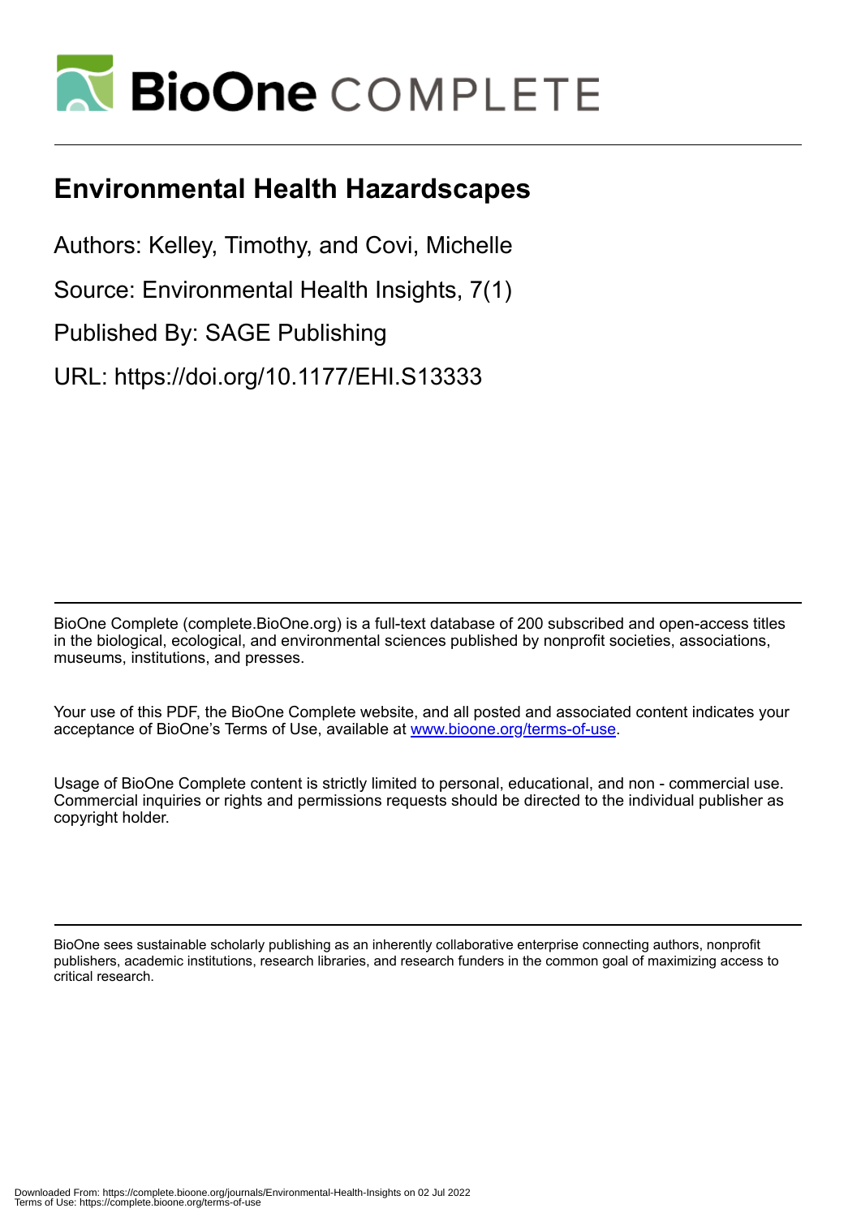# Environmental Health Hazardscapes

Authors: Kelley, Timothy, and Covi, Michelle

Source: Environmental Health Insights, 7(1)

Published By: SAGE Publishing

URL: https://doi.org/10.1177/EHI.S13333

BioOne Complete (complete.BioOne.org) is a full-text database of 200 subscribed and open-access titles in the biological, ecological, and environmental sciences published by nonprofit societies, associations, museums, institutions, and presses.

Your use of this PDF, the BioOne Complete website, and all posted and associated content indicates your acceptance of BioOne's Terms of Use, available at www.bioone.org/terms-of-use.

Usage of BioOne Complete content is strictly limited to personal, educational, and non - commercial use. Commercial inquiries or rights and permissions requests should be directed to the individual publisher as copyright holder.

BioOne sees sustainable scholarly publishing as an inherently collaborative enterprise connecting authors, nonprofit publishers, academic institutions, research libraries, and research funders in the common goal of maximizing access to critical research.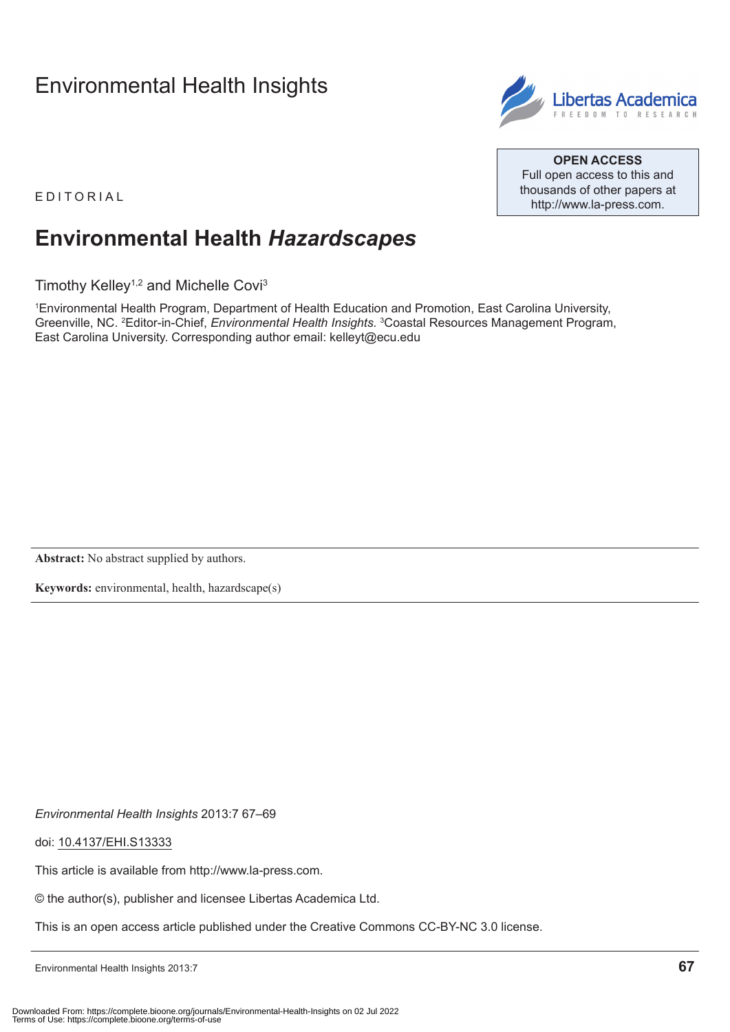Environmental Health Insights

EDITORIAL

OPEN ACCESS
Full open access to this and thousands of other papers at http://www.la-press.com.

# Environmental Health *Hazardscapes*

Timothy Kelley[1,2] and Michelle Covi[3]

[1]Environmental Health Program, Department of Health Education and Promotion, East Carolina University, Greenville, NC. [2]Editor-in-Chief, *Environmental Health Insights.* [3]Coastal Resources Management Program, East Carolina University. Corresponding author email: kelleyt@ecu.edu

**Abstract:** No abstract supplied by authors.

**Keywords:** environmental, health, hazardscape(s)

*Environmental Health Insights* 2013:7 67–69

doi: 10.4137/EHI.S13333

This article is available from http://www.la-press.com.

© the author(s), publisher and licensee Libertas Academica Ltd.

This is an open access article published under the Creative Commons CC-BY-NC 3.0 license.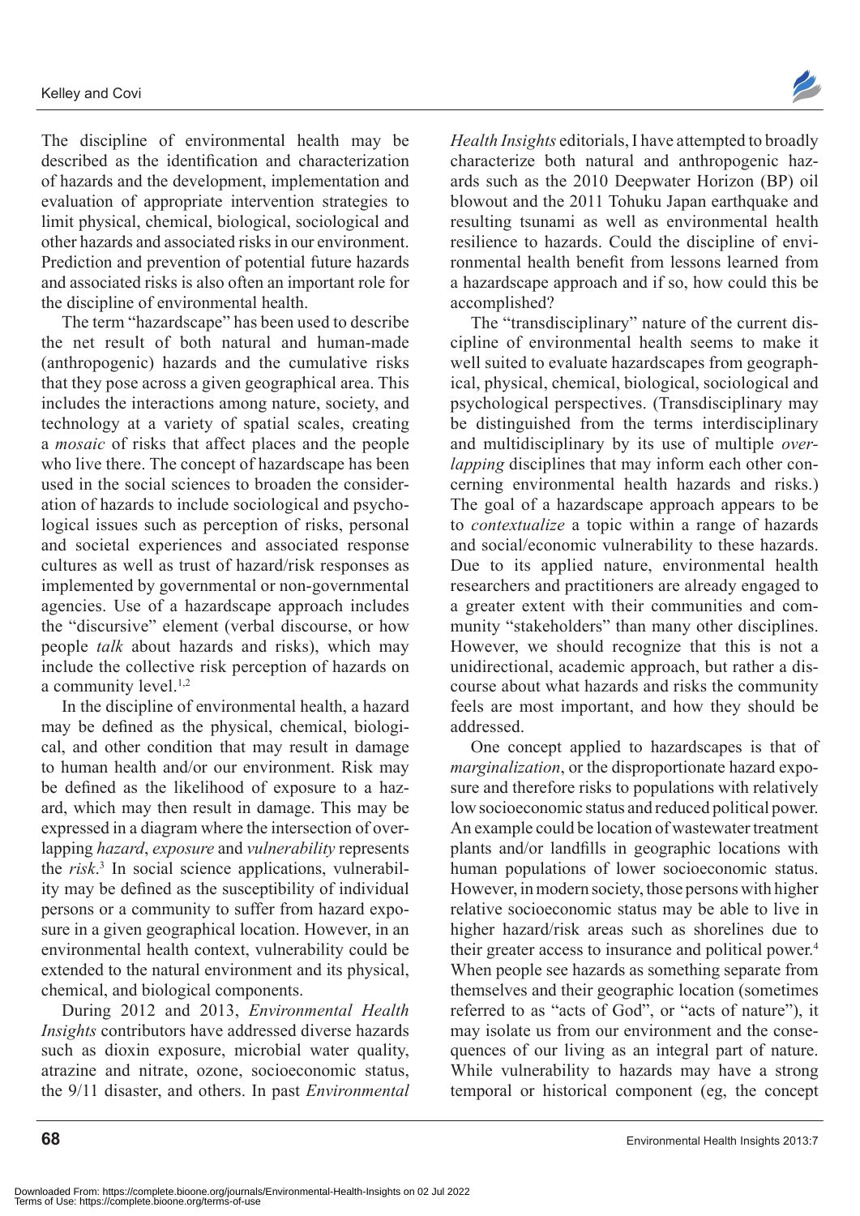The discipline of environmental health may be described as the identification and characterization of hazards and the development, implementation and evaluation of appropriate intervention strategies to limit physical, chemical, biological, sociological and other hazards and associated risks in our environment. Prediction and prevention of potential future hazards and associated risks is also often an important role for the discipline of environmental health.

The term "hazardscape" has been used to describe the net result of both natural and human-made (anthropogenic) hazards and the cumulative risks that they pose across a given geographical area. This includes the interactions among nature, society, and technology at a variety of spatial scales, creating a *mosaic* of risks that affect places and the people who live there. The concept of hazardscape has been used in the social sciences to broaden the consideration of hazards to include sociological and psychological issues such as perception of risks, personal and societal experiences and associated response cultures as well as trust of hazard/risk responses as implemented by governmental or non-governmental agencies. Use of a hazardscape approach includes the "discursive" element (verbal discourse, or how people *talk* about hazards and risks), which may include the collective risk perception of hazards on a community level.[1,2]

In the discipline of environmental health, a hazard may be defined as the physical, chemical, biological, and other condition that may result in damage to human health and/or our environment. Risk may be defined as the likelihood of exposure to a hazard, which may then result in damage. This may be expressed in a diagram where the intersection of overlapping *hazard*, *exposure* and *vulnerability* represents the *risk*.[3] In social science applications, vulnerability may be defined as the susceptibility of individual persons or a community to suffer from hazard exposure in a given geographical location. However, in an environmental health context, vulnerability could be extended to the natural environment and its physical, chemical, and biological components.

During 2012 and 2013, *Environmental Health Insights* contributors have addressed diverse hazards such as dioxin exposure, microbial water quality, atrazine and nitrate, ozone, socioeconomic status, the 9/11 disaster, and others. In past *Environmental Health Insights* editorials, I have attempted to broadly characterize both natural and anthropogenic hazards such as the 2010 Deepwater Horizon (BP) oil blowout and the 2011 Tohuku Japan earthquake and resulting tsunami as well as environmental health resilience to hazards. Could the discipline of environmental health benefit from lessons learned from a hazardscape approach and if so, how could this be accomplished?

The "transdisciplinary" nature of the current discipline of environmental health seems to make it well suited to evaluate hazardscapes from geographical, physical, chemical, biological, sociological and psychological perspectives. (Transdisciplinary may be distinguished from the terms interdisciplinary and multidisciplinary by its use of multiple *overlapping* disciplines that may inform each other concerning environmental health hazards and risks.) The goal of a hazardscape approach appears to be to *contextualize* a topic within a range of hazards and social/economic vulnerability to these hazards. Due to its applied nature, environmental health researchers and practitioners are already engaged to a greater extent with their communities and community "stakeholders" than many other disciplines. However, we should recognize that this is not a unidirectional, academic approach, but rather a discourse about what hazards and risks the community feels are most important, and how they should be addressed.

One concept applied to hazardscapes is that of *marginalization*, or the disproportionate hazard exposure and therefore risks to populations with relatively low socioeconomic status and reduced political power. An example could be location of wastewater treatment plants and/or landfills in geographic locations with human populations of lower socioeconomic status. However, in modern society, those persons with higher relative socioeconomic status may be able to live in higher hazard/risk areas such as shorelines due to their greater access to insurance and political power.[4] When people see hazards as something separate from themselves and their geographic location (sometimes referred to as "acts of God", or "acts of nature"), it may isolate us from our environment and the consequences of our living as an integral part of nature. While vulnerability to hazards may have a strong temporal or historical component (eg, the concept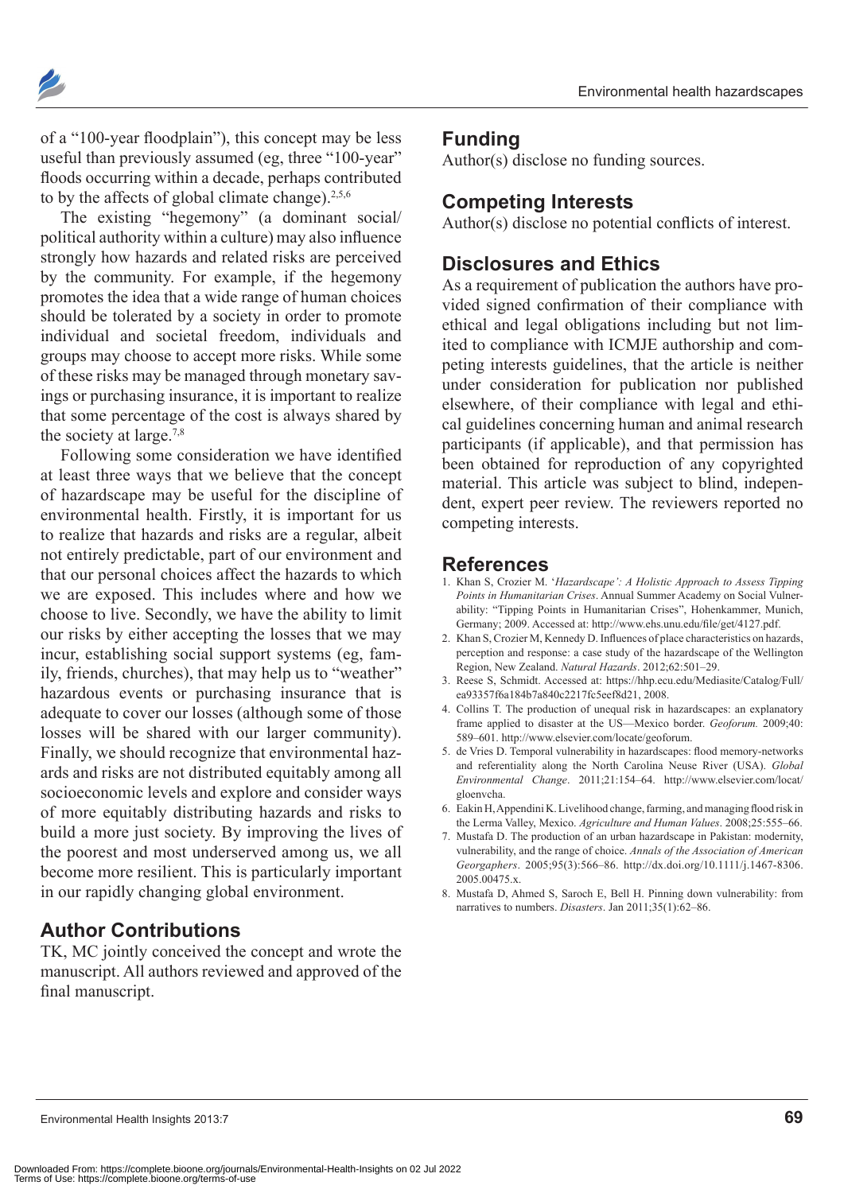of a "100-year floodplain"), this concept may be less useful than previously assumed (eg, three "100-year" floods occurring within a decade, perhaps contributed to by the affects of global climate change).[2,5,6]

The existing "hegemony" (a dominant social/political authority within a culture) may also influence strongly how hazards and related risks are perceived by the community. For example, if the hegemony promotes the idea that a wide range of human choices should be tolerated by a society in order to promote individual and societal freedom, individuals and groups may choose to accept more risks. While some of these risks may be managed through monetary savings or purchasing insurance, it is important to realize that some percentage of the cost is always shared by the society at large.[7,8]

Following some consideration we have identified at least three ways that we believe that the concept of hazardscape may be useful for the discipline of environmental health. Firstly, it is important for us to realize that hazards and risks are a regular, albeit not entirely predictable, part of our environment and that our personal choices affect the hazards to which we are exposed. This includes where and how we choose to live. Secondly, we have the ability to limit our risks by either accepting the losses that we may incur, establishing social support systems (eg, family, friends, churches), that may help us to "weather" hazardous events or purchasing insurance that is adequate to cover our losses (although some of those losses will be shared with our larger community). Finally, we should recognize that environmental hazards and risks are not distributed equitably among all socioeconomic levels and explore and consider ways of more equitably distributing hazards and risks to build a more just society. By improving the lives of the poorest and most underserved among us, we all become more resilient. This is particularly important in our rapidly changing global environment.

## Author Contributions

TK, MC jointly conceived the concept and wrote the manuscript. All authors reviewed and approved of the final manuscript.

## Funding

Author(s) disclose no funding sources.

## Competing Interests

Author(s) disclose no potential conflicts of interest.

## Disclosures and Ethics

As a requirement of publication the authors have provided signed confirmation of their compliance with ethical and legal obligations including but not limited to compliance with ICMJE authorship and competing interests guidelines, that the article is neither under consideration for publication nor published elsewhere, of their compliance with legal and ethical guidelines concerning human and animal research participants (if applicable), and that permission has been obtained for reproduction of any copyrighted material. This article was subject to blind, independent, expert peer review. The reviewers reported no competing interests.

## References

1. Khan S, Crozier M. '*Hazardscape': A Holistic Approach to Assess Tipping Points in Humanitarian Crises*. Annual Summer Academy on Social Vulnerability: "Tipping Points in Humanitarian Crises", Hohenkammer, Munich, Germany; 2009. Accessed at: http://www.ehs.unu.edu/file/get/4127.pdf.
2. Khan S, Crozier M, Kennedy D. Influences of place characteristics on hazards, perception and response: a case study of the hazardscape of the Wellington Region, New Zealand. *Natural Hazards*. 2012;62:501–29.
3. Reese S, Schmidt. Accessed at: https://hhp.ecu.edu/Mediasite/Catalog/Full/ea93357f6a184b7a840c2217fc5eef8d21, 2008.
4. Collins T. The production of unequal risk in hazardscapes: an explanatory frame applied to disaster at the US—Mexico border. *Geoforum.* 2009;40: 589–601. http://www.elsevier.com/locate/geoforum.
5. de Vries D. Temporal vulnerability in hazardscapes: flood memory-networks and referentiality along the North Carolina Neuse River (USA). *Global Environmental Change*. 2011;21:154–64. http://www.elsevier.com/locat/gloenvcha.
6. Eakin H, Appendini K. Livelihood change, farming, and managing flood risk in the Lerma Valley, Mexico. *Agriculture and Human Values*. 2008;25:555–66.
7. Mustafa D. The production of an urban hazardscape in Pakistan: modernity, vulnerability, and the range of choice. *Annals of the Association of American Georgaphers*. 2005;95(3):566–86. http://dx.doi.org/10.1111/j.1467-8306.2005.00475.x.
8. Mustafa D, Ahmed S, Saroch E, Bell H. Pinning down vulnerability: from narratives to numbers. *Disasters*. Jan 2011;35(1):62–86.